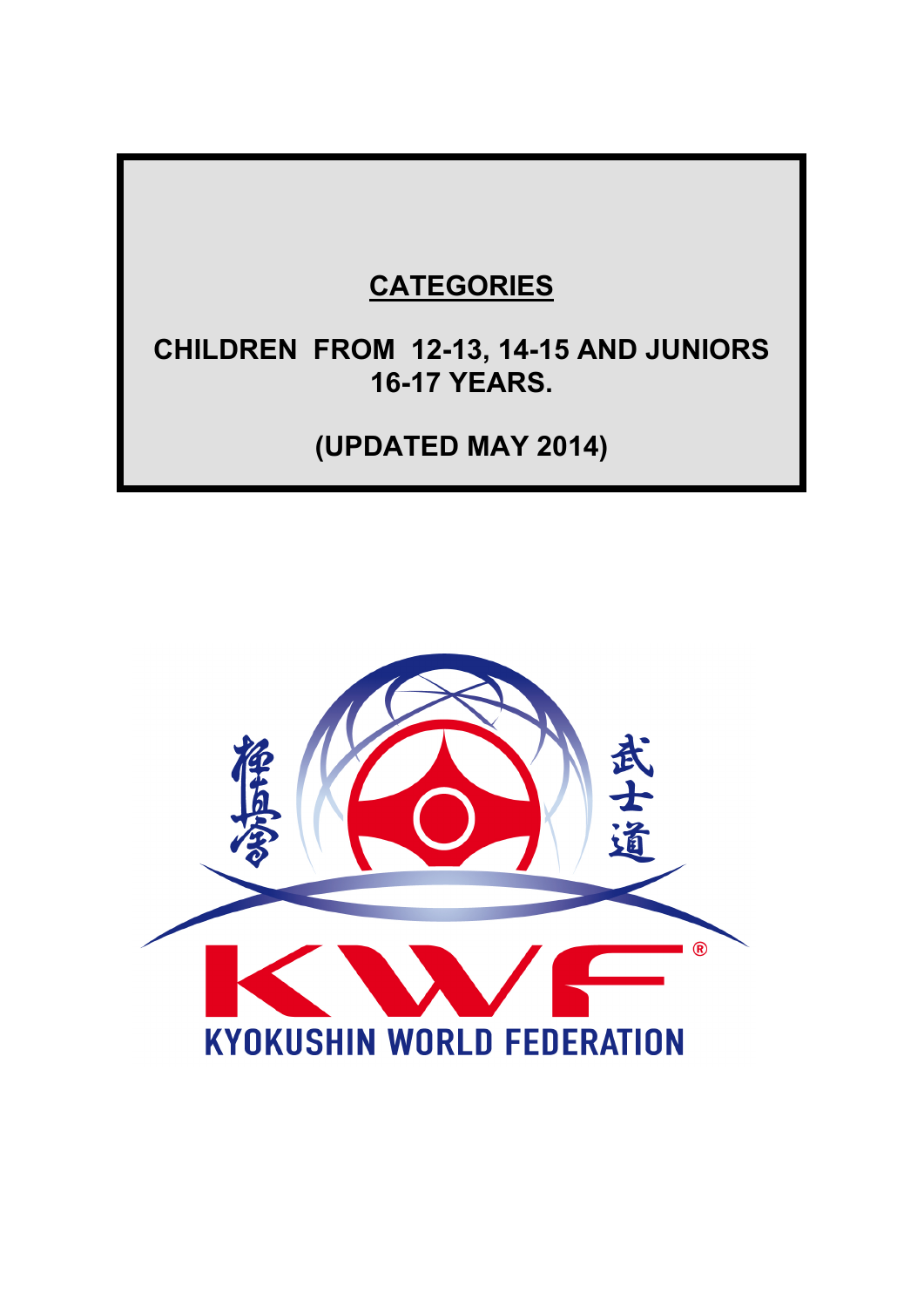# CATEGORIES

## CHILDREN FROM 12-13, 14-15 AND JUNIORS 16-17 YEARS.

## (UPDATED MAY 2014)

極真會 武士道

KWF®

KYOKUSHIN WORLD FEDERATION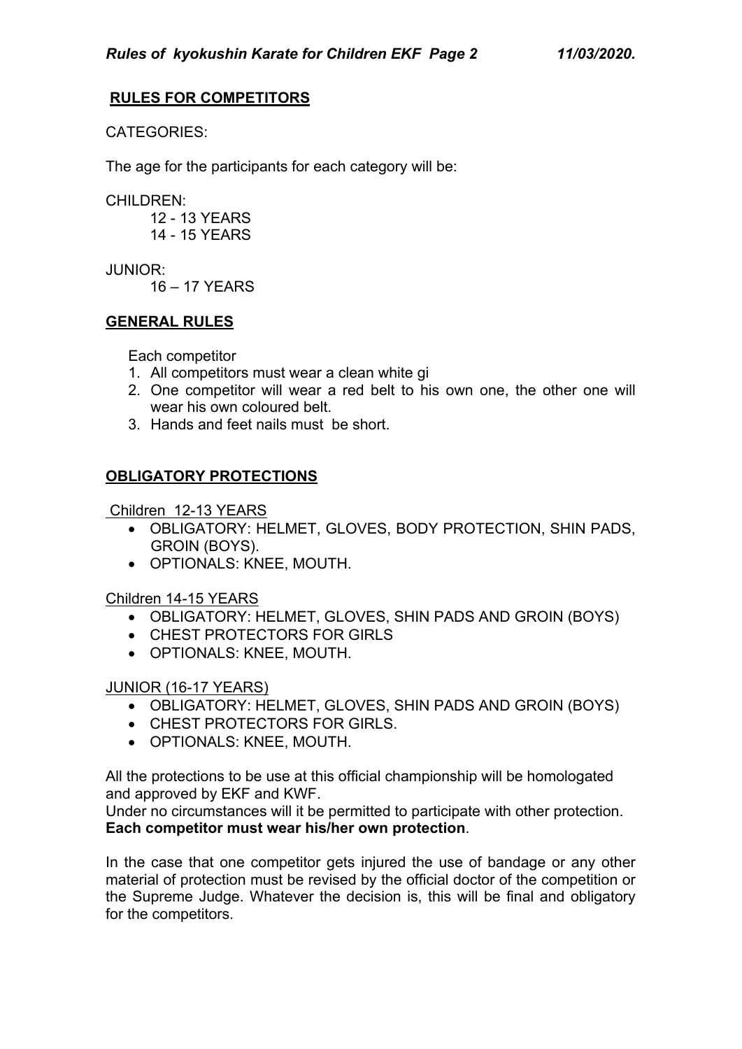## RULES FOR COMPETITORS

CATEGORIES:

The age for the participants for each category will be:

CHILDREN:

12 - 13 YEARS
14 - 15 YEARS

JUNIOR:

16 – 17 YEARS

## GENERAL RULES

Each competitor

1. All competitors must wear a clean white gi
2. One competitor will wear a red belt to his own one, the other one will wear his own coloured belt.
3. Hands and feet nails must be short.

## OBLIGATORY PROTECTIONS

Children 12-13 YEARS

- OBLIGATORY: HELMET, GLOVES, BODY PROTECTION, SHIN PADS, GROIN (BOYS).
- OPTIONALS: KNEE, MOUTH.

Children 14-15 YEARS

- OBLIGATORY: HELMET, GLOVES, SHIN PADS AND GROIN (BOYS)
- CHEST PROTECTORS FOR GIRLS
- OPTIONALS: KNEE, MOUTH.

JUNIOR (16-17 YEARS)

- OBLIGATORY: HELMET, GLOVES, SHIN PADS AND GROIN (BOYS)
- CHEST PROTECTORS FOR GIRLS.
- OPTIONALS: KNEE, MOUTH.

All the protections to be use at this official championship will be homologated and approved by EKF and KWF.
Under no circumstances will it be permitted to participate with other protection.
**Each competitor must wear his/her own protection**.

In the case that one competitor gets injured the use of bandage or any other material of protection must be revised by the official doctor of the competition or the Supreme Judge. Whatever the decision is, this will be final and obligatory for the competitors.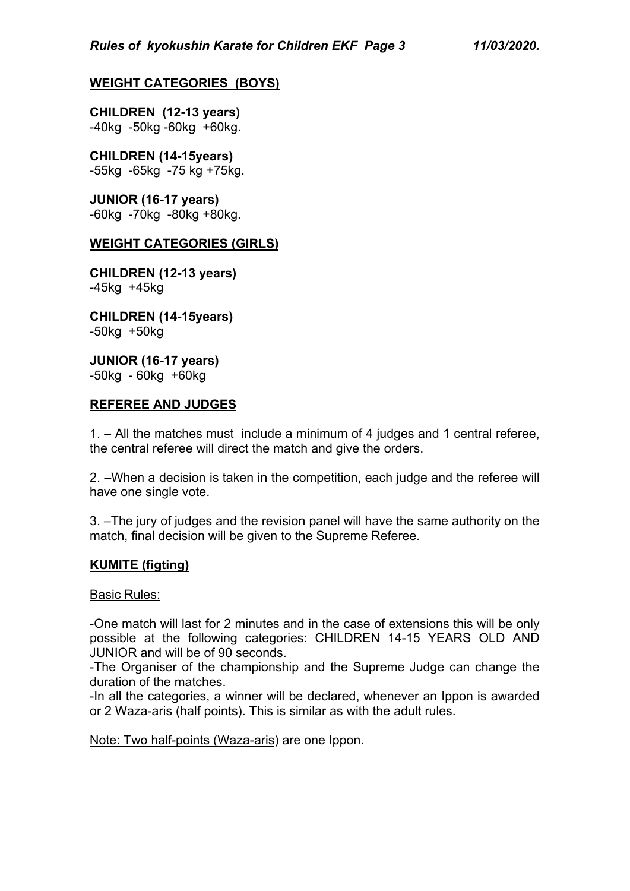## WEIGHT CATEGORIES (BOYS)

**CHILDREN (12-13 years)**
-40kg -50kg -60kg +60kg.

**CHILDREN (14-15years)**
-55kg -65kg -75 kg +75kg.

**JUNIOR (16-17 years)**
-60kg -70kg -80kg +80kg.

## WEIGHT CATEGORIES (GIRLS)

**CHILDREN (12-13 years)**
-45kg +45kg

**CHILDREN (14-15years)**
-50kg +50kg

**JUNIOR (16-17 years)**
-50kg - 60kg +60kg

## REFEREE AND JUDGES

1. – All the matches must include a minimum of 4 judges and 1 central referee, the central referee will direct the match and give the orders.

2. –When a decision is taken in the competition, each judge and the referee will have one single vote.

3. –The jury of judges and the revision panel will have the same authority on the match, final decision will be given to the Supreme Referee.

## KUMITE (figting)

Basic Rules:

-One match will last for 2 minutes and in the case of extensions this will be only possible at the following categories: CHILDREN 14-15 YEARS OLD AND JUNIOR and will be of 90 seconds.
-The Organiser of the championship and the Supreme Judge can change the duration of the matches.
-In all the categories, a winner will be declared, whenever an Ippon is awarded or 2 Waza-aris (half points). This is similar as with the adult rules.

Note: Two half-points (Waza-aris) are one Ippon.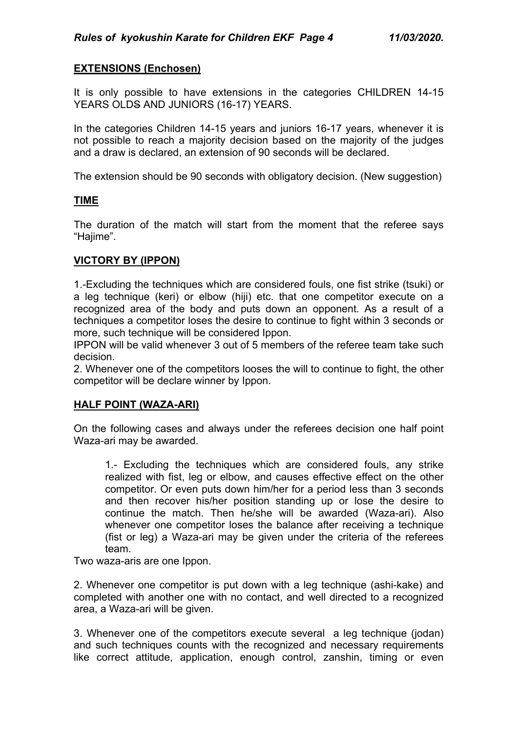## EXTENSIONS (Enchosen)

It is only possible to have extensions in the categories CHILDREN 14-15 YEARS OLDS AND JUNIORS (16-17) YEARS.

In the categories Children 14-15 years and juniors 16-17 years, whenever it is not possible to reach a majority decision based on the majority of the judges and a draw is declared, an extension of 90 seconds will be declared.

The extension should be 90 seconds with obligatory decision. (New suggestion)

## TIME

The duration of the match will start from the moment that the referee says "Hajime".

## VICTORY BY (IPPON)

1.-Excluding the techniques which are considered fouls, one fist strike (tsuki) or a leg technique (keri) or elbow (hiji) etc. that one competitor execute on a recognized area of the body and puts down an opponent. As a result of a techniques a competitor loses the desire to continue to fight within 3 seconds or more, such technique will be considered Ippon.
IPPON will be valid whenever 3 out of 5 members of the referee team take such decision.
2. Whenever one of the competitors looses the will to continue to fight, the other competitor will be declare winner by Ippon.

## HALF POINT (WAZA-ARI)

On the following cases and always under the referees decision one half point Waza-ari may be awarded.

> 1.- Excluding the techniques which are considered fouls, any strike realized with fist, leg or elbow, and causes effective effect on the other competitor. Or even puts down him/her for a period less than 3 seconds and then recover his/her position standing up or lose the desire to continue the match. Then he/she will be awarded (Waza-ari). Also whenever one competitor loses the balance after receiving a technique (fist or leg) a Waza-ari may be given under the criteria of the referees team.

Two waza-aris are one Ippon.

2. Whenever one competitor is put down with a leg technique (ashi-kake) and completed with another one with no contact, and well directed to a recognized area, a Waza-ari will be given.

3. Whenever one of the competitors execute several a leg technique (jodan) and such techniques counts with the recognized and necessary requirements like correct attitude, application, enough control, zanshin, timing or even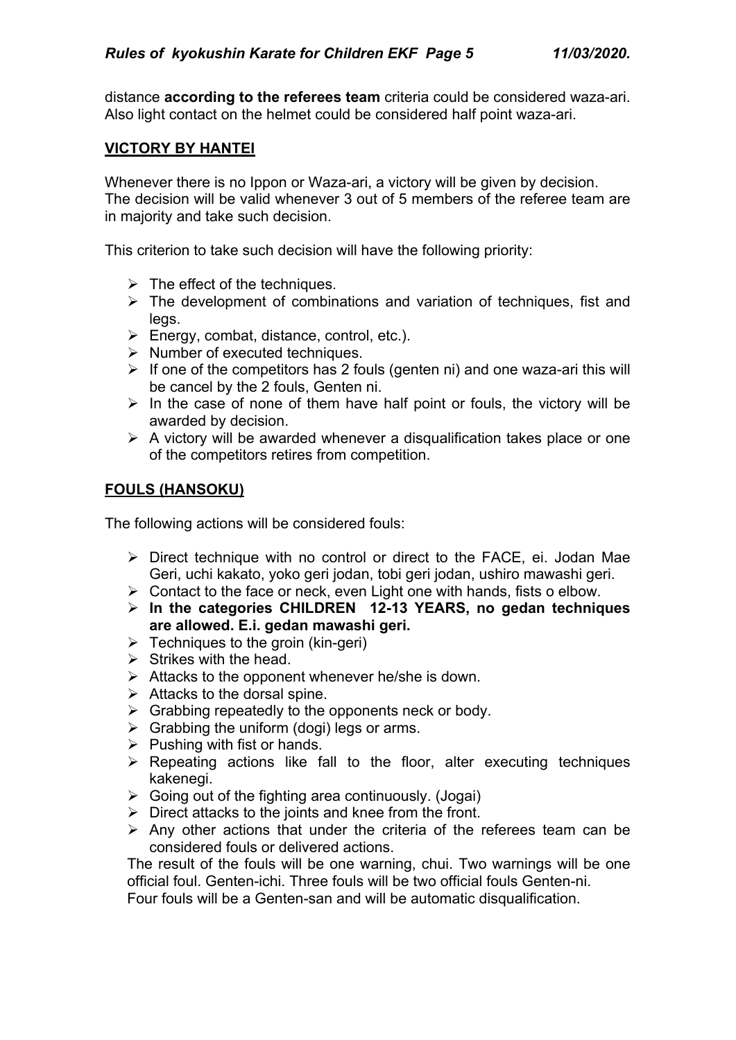distance **according to the referees team** criteria could be considered waza-ari. Also light contact on the helmet could be considered half point waza-ari.

## VICTORY BY HANTEI

Whenever there is no Ippon or Waza-ari, a victory will be given by decision.
The decision will be valid whenever 3 out of 5 members of the referee team are in majority and take such decision.

This criterion to take such decision will have the following priority:

- The effect of the techniques.
- The development of combinations and variation of techniques, fist and legs.
- Energy, combat, distance, control, etc.).
- Number of executed techniques.
- If one of the competitors has 2 fouls (genten ni) and one waza-ari this will be cancel by the 2 fouls, Genten ni.
- In the case of none of them have half point or fouls, the victory will be awarded by decision.
- A victory will be awarded whenever a disqualification takes place or one of the competitors retires from competition.

## FOULS (HANSOKU)

The following actions will be considered fouls:

- Direct technique with no control or direct to the FACE, ei. Jodan Mae Geri, uchi kakato, yoko geri jodan, tobi geri jodan, ushiro mawashi geri.
- Contact to the face or neck, even Light one with hands, fists o elbow.
- **In the categories CHILDREN 12-13 YEARS, no gedan techniques are allowed. E.i. gedan mawashi geri.**
- Techniques to the groin (kin-geri)
- Strikes with the head.
- Attacks to the opponent whenever he/she is down.
- Attacks to the dorsal spine.
- Grabbing repeatedly to the opponents neck or body.
- Grabbing the uniform (dogi) legs or arms.
- Pushing with fist or hands.
- Repeating actions like fall to the floor, alter executing techniques kakenegi.
- Going out of the fighting area continuously. (Jogai)
- Direct attacks to the joints and knee from the front.
- Any other actions that under the criteria of the referees team can be considered fouls or delivered actions.

The result of the fouls will be one warning, chui. Two warnings will be one official foul. Genten-ichi. Three fouls will be two official fouls Genten-ni.
Four fouls will be a Genten-san and will be automatic disqualification.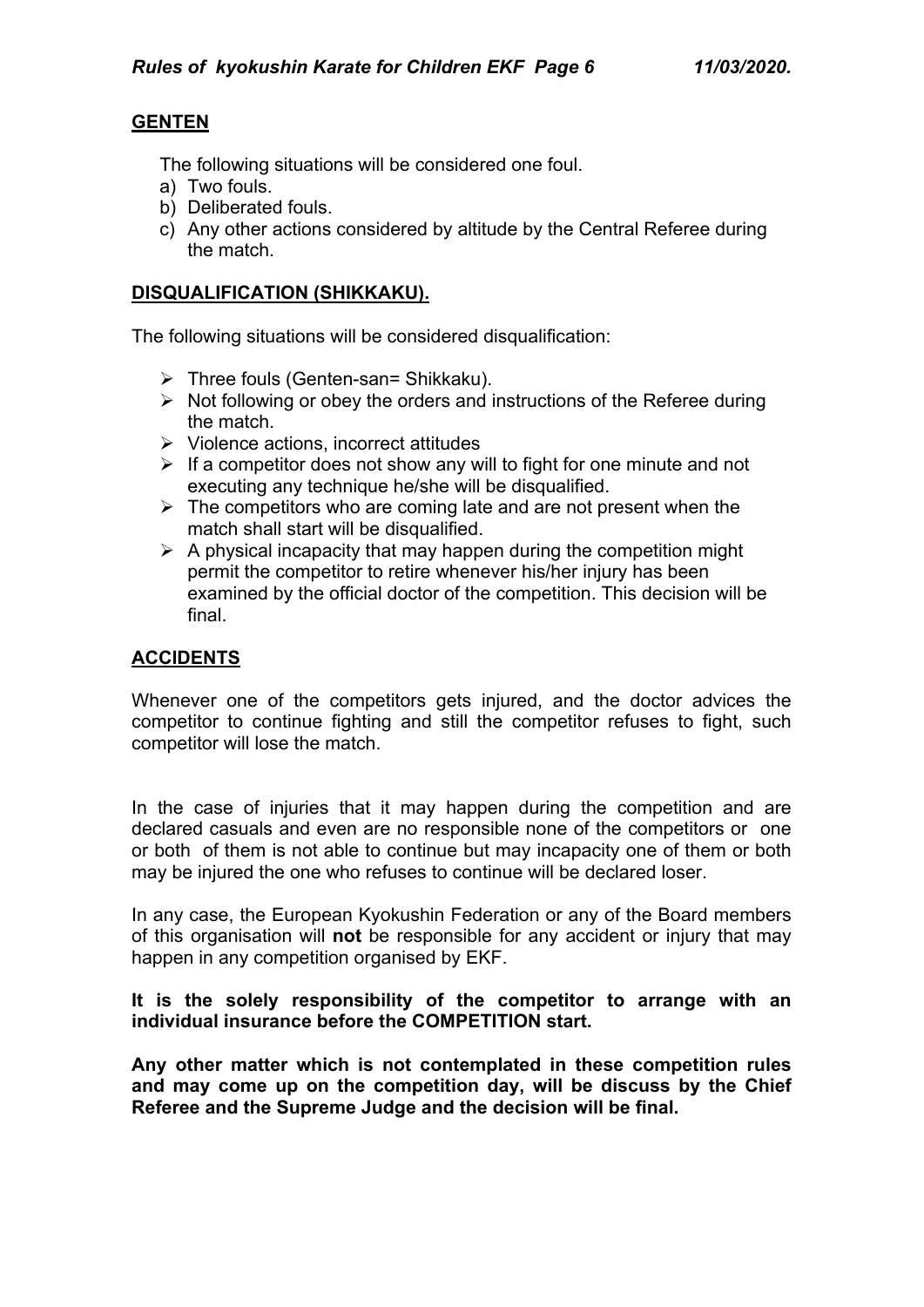## GENTEN

The following situations will be considered one foul.

a) Two fouls.
b) Deliberated fouls.
c) Any other actions considered by altitude by the Central Referee during the match.

## DISQUALIFICATION (SHIKKAKU).

The following situations will be considered disqualification:

- Three fouls (Genten-san= Shikkaku).
- Not following or obey the orders and instructions of the Referee during the match.
- Violence actions, incorrect attitudes
- If a competitor does not show any will to fight for one minute and not executing any technique he/she will be disqualified.
- The competitors who are coming late and are not present when the match shall start will be disqualified.
- A physical incapacity that may happen during the competition might permit the competitor to retire whenever his/her injury has been examined by the official doctor of the competition. This decision will be final.

## ACCIDENTS

Whenever one of the competitors gets injured, and the doctor advices the competitor to continue fighting and still the competitor refuses to fight, such competitor will lose the match.

In the case of injuries that it may happen during the competition and are declared casuals and even are no responsible none of the competitors or one or both of them is not able to continue but may incapacity one of them or both may be injured the one who refuses to continue will be declared loser.

In any case, the European Kyokushin Federation or any of the Board members of this organisation will **not** be responsible for any accident or injury that may happen in any competition organised by EKF.

**It is the solely responsibility of the competitor to arrange with an individual insurance before the COMPETITION start.**

**Any other matter which is not contemplated in these competition rules and may come up on the competition day, will be discuss by the Chief Referee and the Supreme Judge and the decision will be final.**